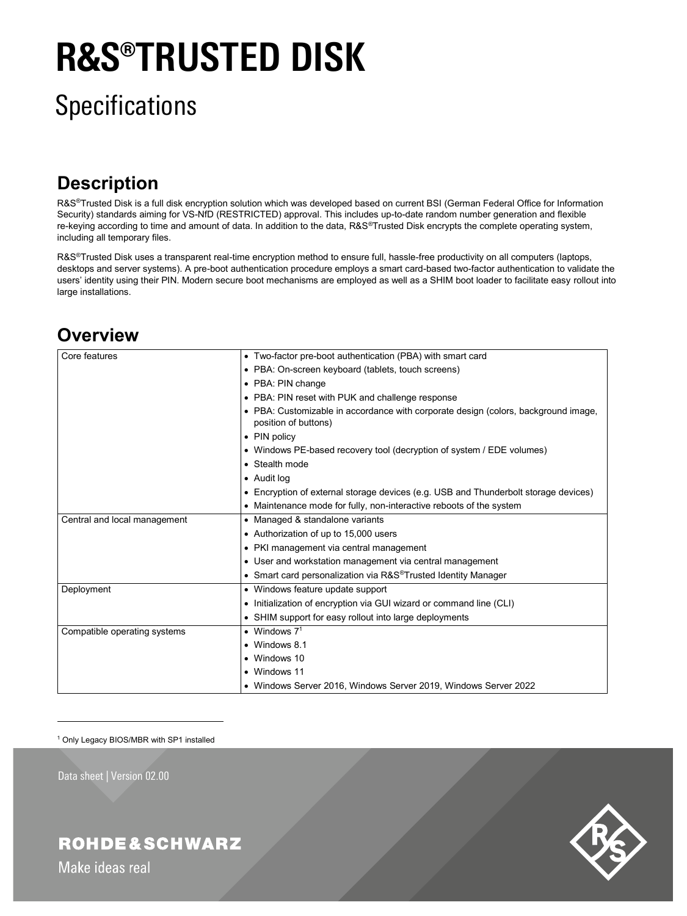# R&S®TRUSTED DISK

## Specifications

## Description

R&S®Trusted Disk is a full disk encryption solution which was developed based on current BSI (German Federal Office for Information Security) standards aiming for VS-NfD (RESTRICTED) approval. This includes up-to-date random number generation and flexible re-keying according to time and amount of data. In addition to the data, R&S®Trusted Disk encrypts the complete operating system, including all temporary files.

R&S®Trusted Disk uses a transparent real-time encryption method to ensure full, hassle-free productivity on all computers (laptops, desktops and server systems). A pre-boot authentication procedure employs a smart card-based two-factor authentication to validate the users' identity using their PIN. Modern secure boot mechanisms are employed as well as a SHIM boot loader to facilitate easy rollout into large installations.

## Overview

| | |
|---|---|
| Core features | • Two-factor pre-boot authentication (PBA) with smart card<br>• PBA: On-screen keyboard (tablets, touch screens)<br>• PBA: PIN change<br>• PBA: PIN reset with PUK and challenge response<br>• PBA: Customizable in accordance with corporate design (colors, background image, position of buttons)<br>• PIN policy<br>• Windows PE-based recovery tool (decryption of system / EDE volumes)<br>• Stealth mode<br>• Audit log<br>• Encryption of external storage devices (e.g. USB and Thunderbolt storage devices)<br>• Maintenance mode for fully, non-interactive reboots of the system |
| Central and local management | • Managed & standalone variants<br>• Authorization of up to 15,000 users<br>• PKI management via central management<br>• User and workstation management via central management<br>• Smart card personalization via R&S®Trusted Identity Manager |
| Deployment | • Windows feature update support<br>• Initialization of encryption via GUI wizard or command line (CLI)<br>• SHIM support for easy rollout into large deployments |
| Compatible operating systems | • Windows 7[1]<br>• Windows 8.1<br>• Windows 10<br>• Windows 11<br>• Windows Server 2016, Windows Server 2019, Windows Server 2022 |

[1] Only Legacy BIOS/MBR with SP1 installed

Data sheet | Version 02.00

ROHDE&SCHWARZ

Make ideas real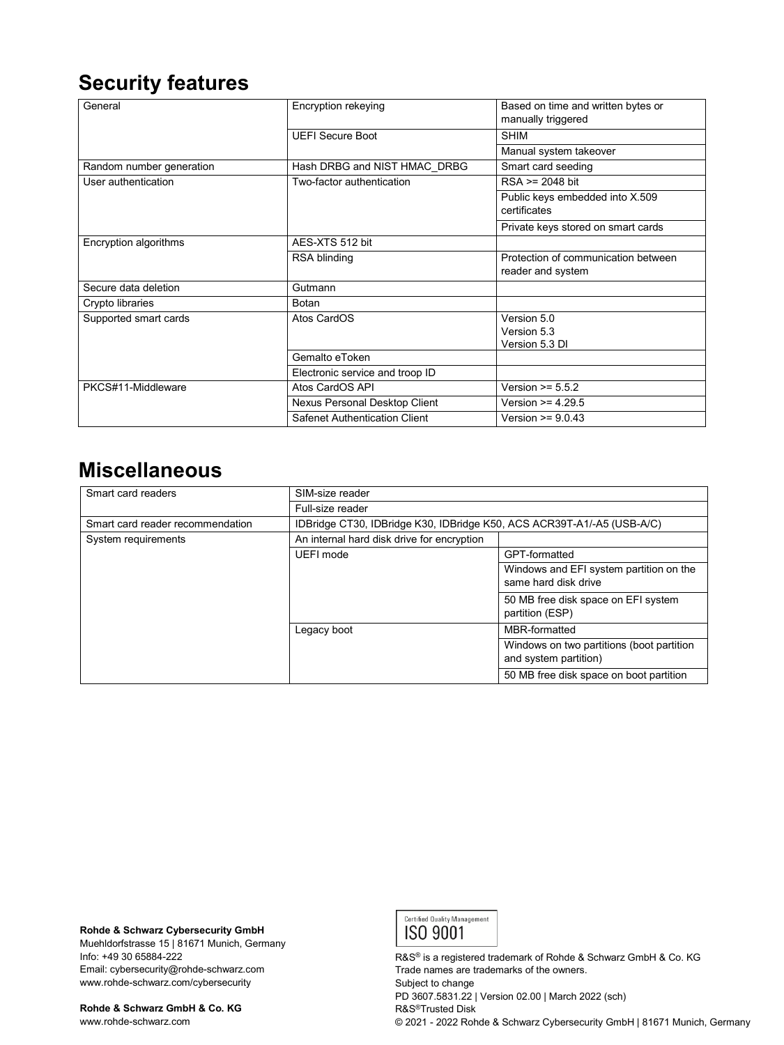## Security features

| | | |
|---|---|---|
| General | Encryption rekeying | Based on time and written bytes or manually triggered |
| | UEFI Secure Boot | SHIM |
| | | Manual system takeover |
| Random number generation | Hash DRBG and NIST HMAC_DRBG | Smart card seeding |
| User authentication | Two-factor authentication | RSA >= 2048 bit |
| | | Public keys embedded into X.509 certificates |
| | | Private keys stored on smart cards |
| Encryption algorithms | AES-XTS 512 bit | |
| | RSA blinding | Protection of communication between reader and system |
| Secure data deletion | Gutmann | |
| Crypto libraries | Botan | |
| Supported smart cards | Atos CardOS | Version 5.0<br>Version 5.3<br>Version 5.3 DI |
| | Gemalto eToken | |
| | Electronic service and troop ID | |
| PKCS#11-Middleware | Atos CardOS API | Version >= 5.5.2 |
| | Nexus Personal Desktop Client | Version >= 4.29.5 |
| | Safenet Authentication Client | Version >= 9.0.43 |

## Miscellaneous

| | | |
|---|---|---|
| Smart card readers | SIM-size reader | |
| | Full-size reader | |
| Smart card reader recommendation | IDBridge CT30, IDBridge K30, IDBridge K50, ACS ACR39T-A1/-A5 (USB-A/C) | |
| System requirements | An internal hard disk drive for encryption | |
| | UEFI mode | GPT-formatted |
| | | Windows and EFI system partition on the same hard disk drive |
| | | 50 MB free disk space on EFI system partition (ESP) |
| | Legacy boot | MBR-formatted |
| | | Windows on two partitions (boot partition and system partition) |
| | | 50 MB free disk space on boot partition |

**Rohde & Schwarz Cybersecurity GmbH**
Muehldorfstrasse 15 | 81671 Munich, Germany
Info: +49 30 65884-222
Email: cybersecurity@rohde-schwarz.com
www.rohde-schwarz.com/cybersecurity

**Rohde & Schwarz GmbH & Co. KG**
www.rohde-schwarz.com

Certified Quality Management
ISO 9001

R&S® is a registered trademark of Rohde & Schwarz GmbH & Co. KG
Trade names are trademarks of the owners.
Subject to change
PD 3607.5831.22 | Version 02.00 | March 2022 (sch)
R&S®Trusted Disk
© 2021 - 2022 Rohde & Schwarz Cybersecurity GmbH | 81671 Munich, Germany